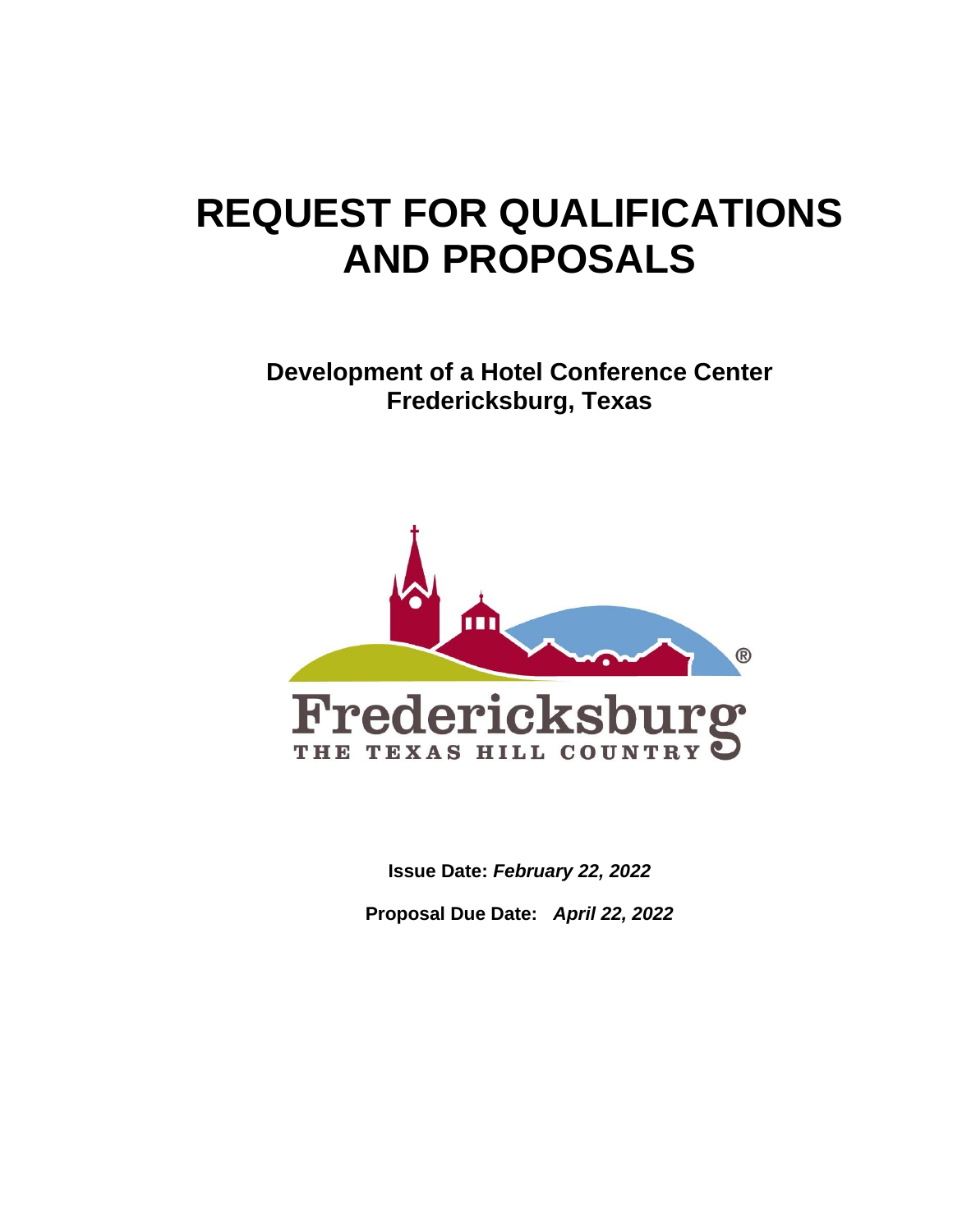# REQUEST FOR QUALIFICATIONS AND PROPOSALS

## Development of a Hotel Conference Center
## Fredericksburg, Texas

**Issue Date:** ***February 22, 2022***

**Proposal Due Date:** ***April 22, 2022***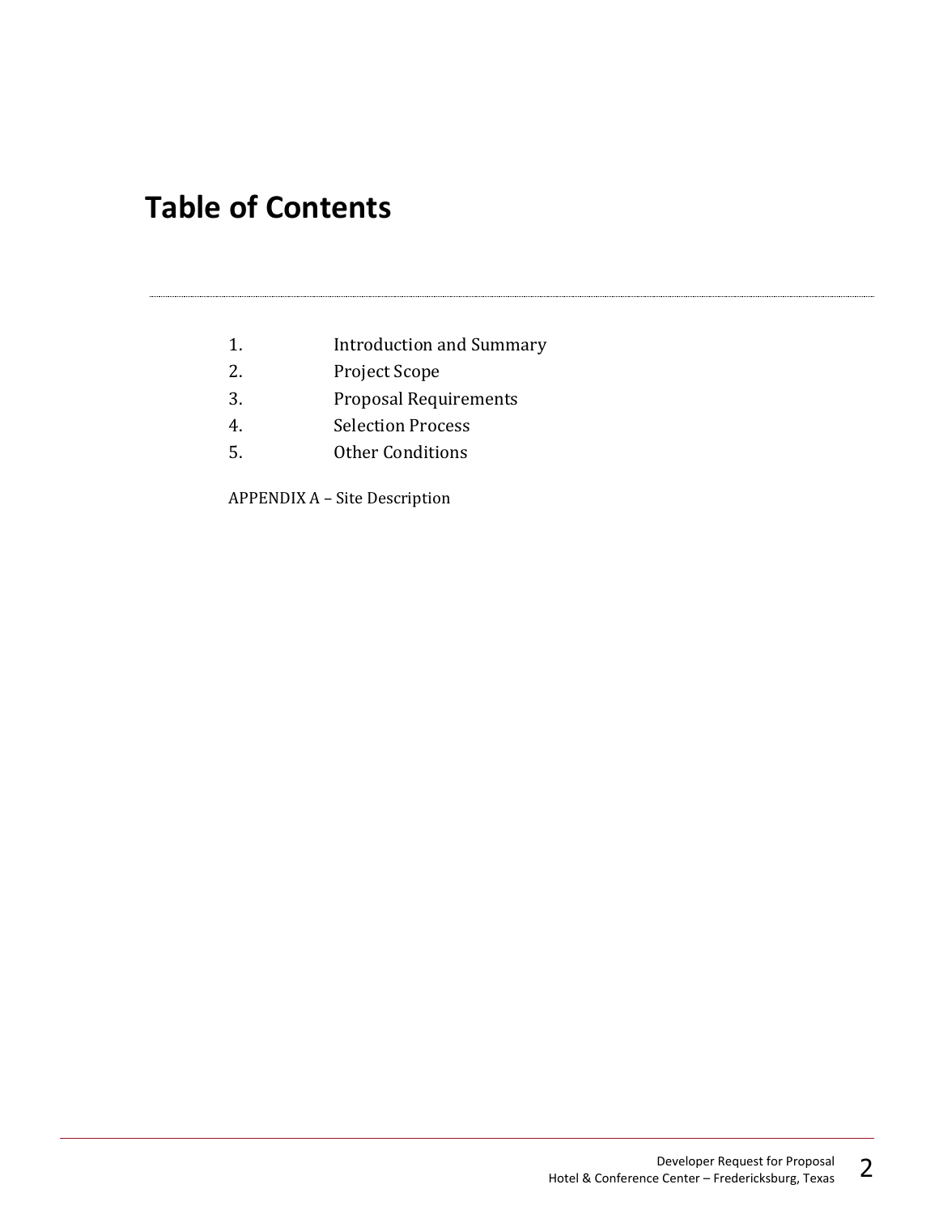# Table of Contents

1. Introduction and Summary
2. Project Scope
3. Proposal Requirements
4. Selection Process
5. Other Conditions

APPENDIX A – Site Description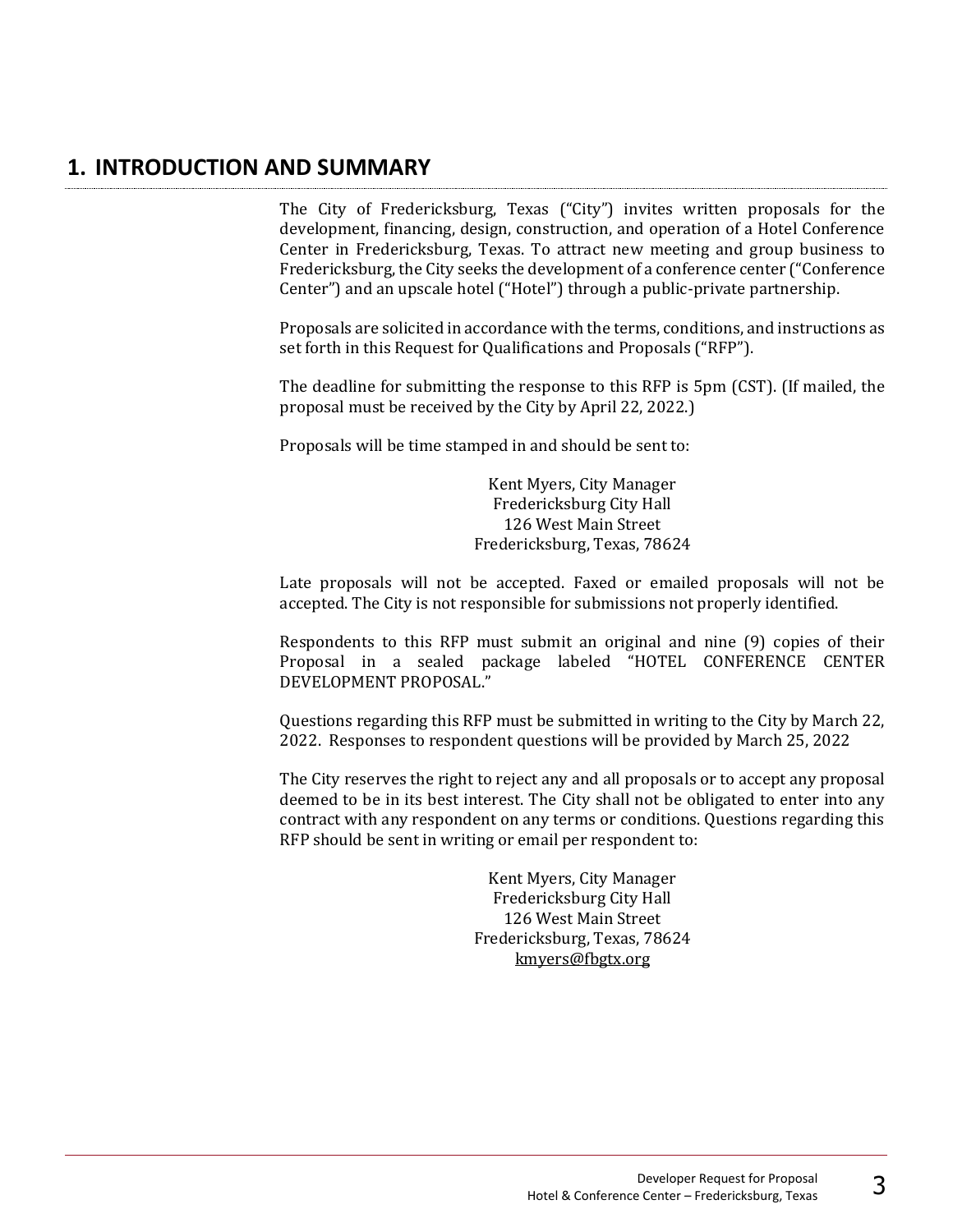## 1. INTRODUCTION AND SUMMARY

The City of Fredericksburg, Texas ("City") invites written proposals for the development, financing, design, construction, and operation of a Hotel Conference Center in Fredericksburg, Texas. To attract new meeting and group business to Fredericksburg, the City seeks the development of a conference center ("Conference Center") and an upscale hotel ("Hotel") through a public-private partnership.

Proposals are solicited in accordance with the terms, conditions, and instructions as set forth in this Request for Qualifications and Proposals ("RFP").

The deadline for submitting the response to this RFP is 5pm (CST). (If mailed, the proposal must be received by the City by April 22, 2022.)

Proposals will be time stamped in and should be sent to:

Kent Myers, City Manager
Fredericksburg City Hall
126 West Main Street
Fredericksburg, Texas, 78624

Late proposals will not be accepted. Faxed or emailed proposals will not be accepted. The City is not responsible for submissions not properly identified.

Respondents to this RFP must submit an original and nine (9) copies of their Proposal in a sealed package labeled "HOTEL CONFERENCE CENTER DEVELOPMENT PROPOSAL."

Questions regarding this RFP must be submitted in writing to the City by March 22, 2022. Responses to respondent questions will be provided by March 25, 2022

The City reserves the right to reject any and all proposals or to accept any proposal deemed to be in its best interest. The City shall not be obligated to enter into any contract with any respondent on any terms or conditions. Questions regarding this RFP should be sent in writing or email per respondent to:

Kent Myers, City Manager
Fredericksburg City Hall
126 West Main Street
Fredericksburg, Texas, 78624
kmyers@fbgtx.org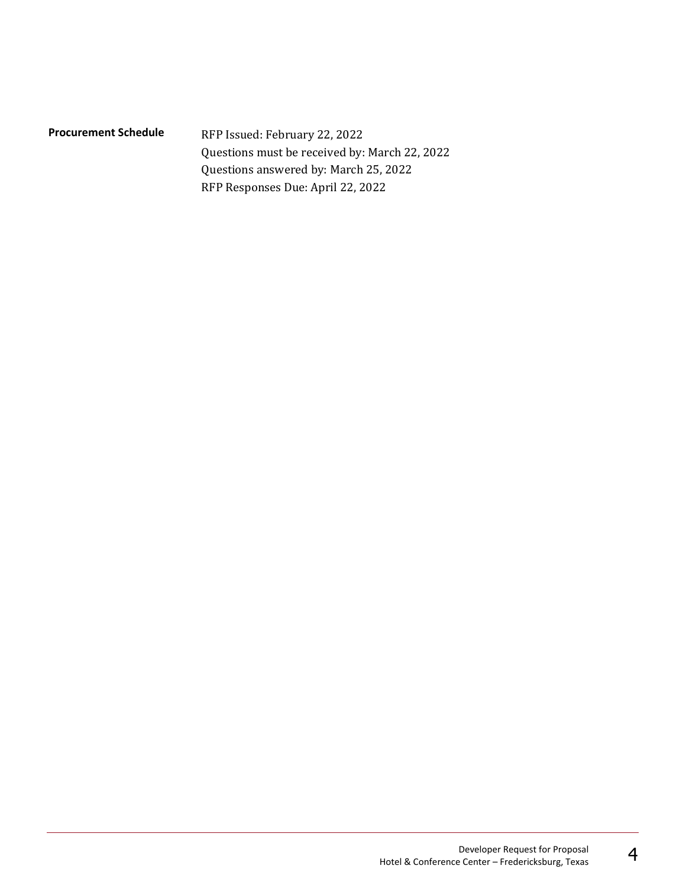**Procurement Schedule**

RFP Issued: February 22, 2022
Questions must be received by: March 22, 2022
Questions answered by: March 25, 2022
RFP Responses Due: April 22, 2022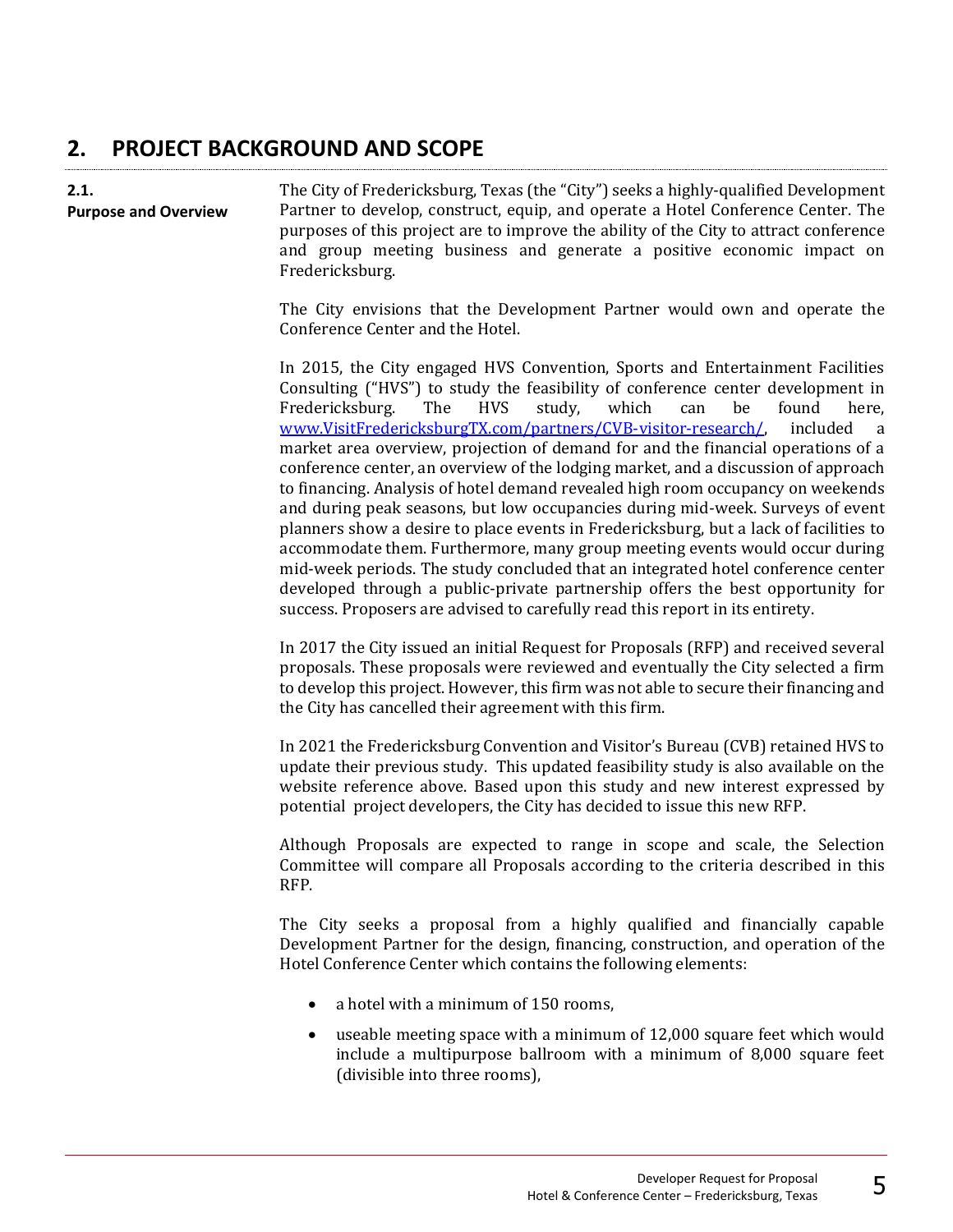## 2. PROJECT BACKGROUND AND SCOPE

### 2.1. Purpose and Overview

The City of Fredericksburg, Texas (the "City") seeks a highly-qualified Development Partner to develop, construct, equip, and operate a Hotel Conference Center. The purposes of this project are to improve the ability of the City to attract conference and group meeting business and generate a positive economic impact on Fredericksburg.

The City envisions that the Development Partner would own and operate the Conference Center and the Hotel.

In 2015, the City engaged HVS Convention, Sports and Entertainment Facilities Consulting ("HVS") to study the feasibility of conference center development in Fredericksburg. The HVS study, which can be found here, www.VisitFredericksburgTX.com/partners/CVB-visitor-research/, included a market area overview, projection of demand for and the financial operations of a conference center, an overview of the lodging market, and a discussion of approach to financing. Analysis of hotel demand revealed high room occupancy on weekends and during peak seasons, but low occupancies during mid-week. Surveys of event planners show a desire to place events in Fredericksburg, but a lack of facilities to accommodate them. Furthermore, many group meeting events would occur during mid-week periods. The study concluded that an integrated hotel conference center developed through a public-private partnership offers the best opportunity for success. Proposers are advised to carefully read this report in its entirety.

In 2017 the City issued an initial Request for Proposals (RFP) and received several proposals. These proposals were reviewed and eventually the City selected a firm to develop this project. However, this firm was not able to secure their financing and the City has cancelled their agreement with this firm.

In 2021 the Fredericksburg Convention and Visitor's Bureau (CVB) retained HVS to update their previous study. This updated feasibility study is also available on the website reference above. Based upon this study and new interest expressed by potential project developers, the City has decided to issue this new RFP.

Although Proposals are expected to range in scope and scale, the Selection Committee will compare all Proposals according to the criteria described in this RFP.

The City seeks a proposal from a highly qualified and financially capable Development Partner for the design, financing, construction, and operation of the Hotel Conference Center which contains the following elements:

- a hotel with a minimum of 150 rooms,
- useable meeting space with a minimum of 12,000 square feet which would include a multipurpose ballroom with a minimum of 8,000 square feet (divisible into three rooms),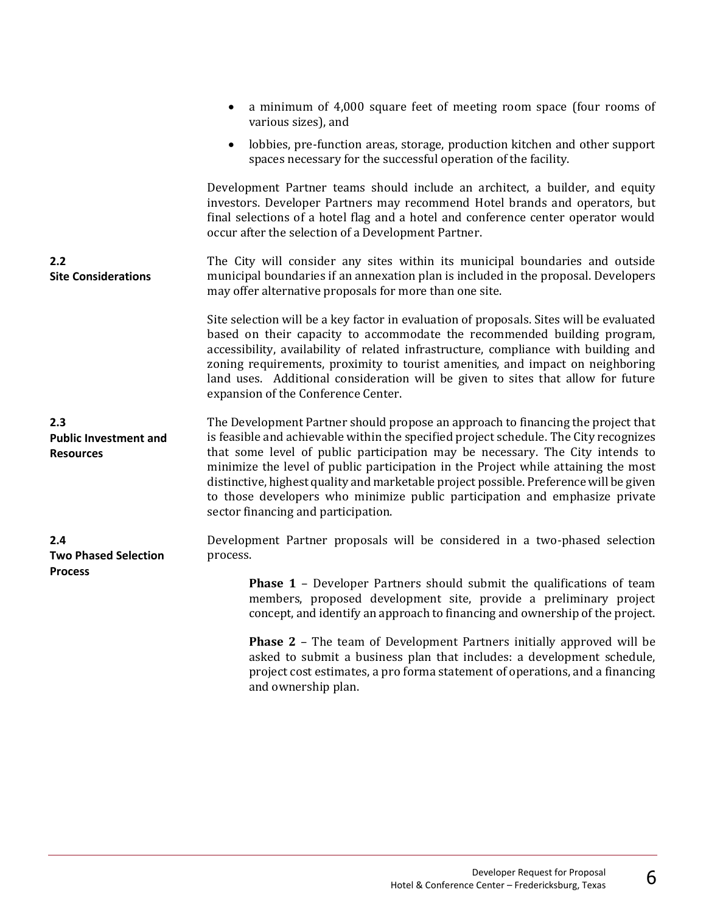- a minimum of 4,000 square feet of meeting room space (four rooms of various sizes), and
- lobbies, pre-function areas, storage, production kitchen and other support spaces necessary for the successful operation of the facility.

Development Partner teams should include an architect, a builder, and equity investors. Developer Partners may recommend Hotel brands and operators, but final selections of a hotel flag and a hotel and conference center operator would occur after the selection of a Development Partner.

### 2.2 Site Considerations

The City will consider any sites within its municipal boundaries and outside municipal boundaries if an annexation plan is included in the proposal. Developers may offer alternative proposals for more than one site.

Site selection will be a key factor in evaluation of proposals. Sites will be evaluated based on their capacity to accommodate the recommended building program, accessibility, availability of related infrastructure, compliance with building and zoning requirements, proximity to tourist amenities, and impact on neighboring land uses. Additional consideration will be given to sites that allow for future expansion of the Conference Center.

### 2.3 Public Investment and Resources

The Development Partner should propose an approach to financing the project that is feasible and achievable within the specified project schedule. The City recognizes that some level of public participation may be necessary. The City intends to minimize the level of public participation in the Project while attaining the most distinctive, highest quality and marketable project possible. Preference will be given to those developers who minimize public participation and emphasize private sector financing and participation.

### 2.4 Two Phased Selection Process

Development Partner proposals will be considered in a two-phased selection process.

> **Phase 1** – Developer Partners should submit the qualifications of team members, proposed development site, provide a preliminary project concept, and identify an approach to financing and ownership of the project.
>
> **Phase 2** – The team of Development Partners initially approved will be asked to submit a business plan that includes: a development schedule, project cost estimates, a pro forma statement of operations, and a financing and ownership plan.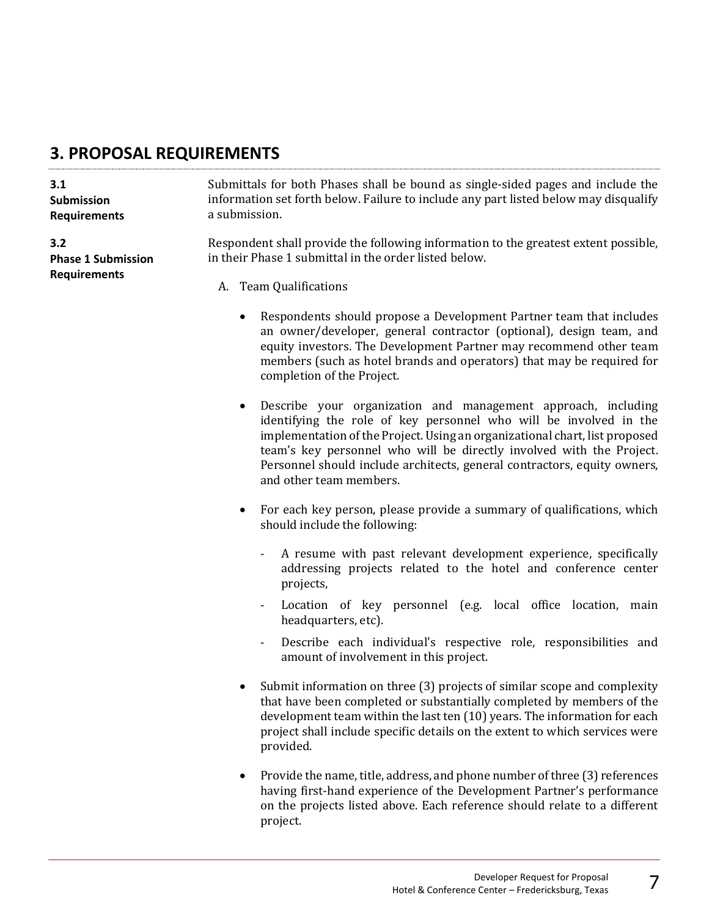## 3. PROPOSAL REQUIREMENTS

**3.1 Submission Requirements**

Submittals for both Phases shall be bound as single-sided pages and include the information set forth below. Failure to include any part listed below may disqualify a submission.

**3.2 Phase 1 Submission Requirements**

Respondent shall provide the following information to the greatest extent possible, in their Phase 1 submittal in the order listed below.

A. Team Qualifications

- Respondents should propose a Development Partner team that includes an owner/developer, general contractor (optional), design team, and equity investors. The Development Partner may recommend other team members (such as hotel brands and operators) that may be required for completion of the Project.

- Describe your organization and management approach, including identifying the role of key personnel who will be involved in the implementation of the Project. Using an organizational chart, list proposed team's key personnel who will be directly involved with the Project. Personnel should include architects, general contractors, equity owners, and other team members.

- For each key person, please provide a summary of qualifications, which should include the following:

  - A resume with past relevant development experience, specifically addressing projects related to the hotel and conference center projects,
  - Location of key personnel (e.g. local office location, main headquarters, etc).
  - Describe each individual's respective role, responsibilities and amount of involvement in this project.

- Submit information on three (3) projects of similar scope and complexity that have been completed or substantially completed by members of the development team within the last ten (10) years. The information for each project shall include specific details on the extent to which services were provided.

- Provide the name, title, address, and phone number of three (3) references having first-hand experience of the Development Partner's performance on the projects listed above. Each reference should relate to a different project.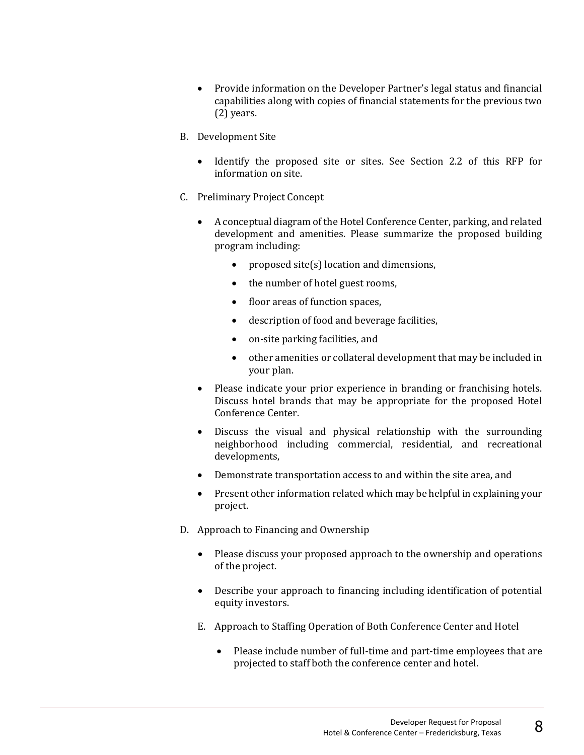- Provide information on the Developer Partner's legal status and financial capabilities along with copies of financial statements for the previous two (2) years.

B. Development Site

- Identify the proposed site or sites. See Section 2.2 of this RFP for information on site.

C. Preliminary Project Concept

- A conceptual diagram of the Hotel Conference Center, parking, and related development and amenities. Please summarize the proposed building program including:
    - proposed site(s) location and dimensions,
    - the number of hotel guest rooms,
    - floor areas of function spaces,
    - description of food and beverage facilities,
    - on-site parking facilities, and
    - other amenities or collateral development that may be included in your plan.
- Please indicate your prior experience in branding or franchising hotels. Discuss hotel brands that may be appropriate for the proposed Hotel Conference Center.
- Discuss the visual and physical relationship with the surrounding neighborhood including commercial, residential, and recreational developments,
- Demonstrate transportation access to and within the site area, and
- Present other information related which may be helpful in explaining your project.

D. Approach to Financing and Ownership

- Please discuss your proposed approach to the ownership and operations of the project.
- Describe your approach to financing including identification of potential equity investors.

E. Approach to Staffing Operation of Both Conference Center and Hotel

- Please include number of full-time and part-time employees that are projected to staff both the conference center and hotel.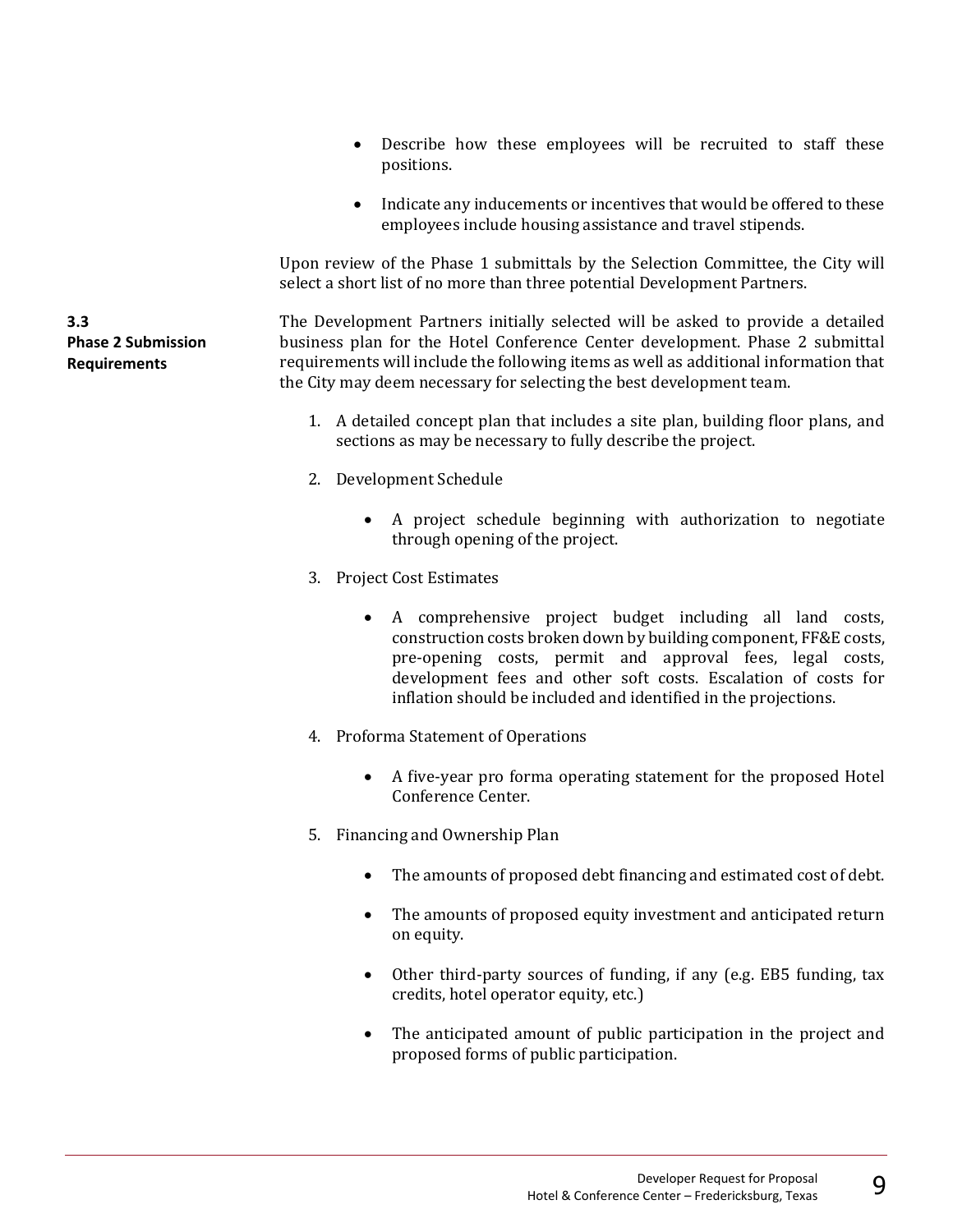- Describe how these employees will be recruited to staff these positions.

- Indicate any inducements or incentives that would be offered to these employees include housing assistance and travel stipends.

Upon review of the Phase 1 submittals by the Selection Committee, the City will select a short list of no more than three potential Development Partners.

### 3.3 Phase 2 Submission Requirements

The Development Partners initially selected will be asked to provide a detailed business plan for the Hotel Conference Center development. Phase 2 submittal requirements will include the following items as well as additional information that the City may deem necessary for selecting the best development team.

1. A detailed concept plan that includes a site plan, building floor plans, and sections as may be necessary to fully describe the project.

2. Development Schedule

    - A project schedule beginning with authorization to negotiate through opening of the project.

3. Project Cost Estimates

    - A comprehensive project budget including all land costs, construction costs broken down by building component, FF&E costs, pre-opening costs, permit and approval fees, legal costs, development fees and other soft costs. Escalation of costs for inflation should be included and identified in the projections.

4. Proforma Statement of Operations

    - A five-year pro forma operating statement for the proposed Hotel Conference Center.

5. Financing and Ownership Plan

    - The amounts of proposed debt financing and estimated cost of debt.

    - The amounts of proposed equity investment and anticipated return on equity.

    - Other third-party sources of funding, if any (e.g. EB5 funding, tax credits, hotel operator equity, etc.)

    - The anticipated amount of public participation in the project and proposed forms of public participation.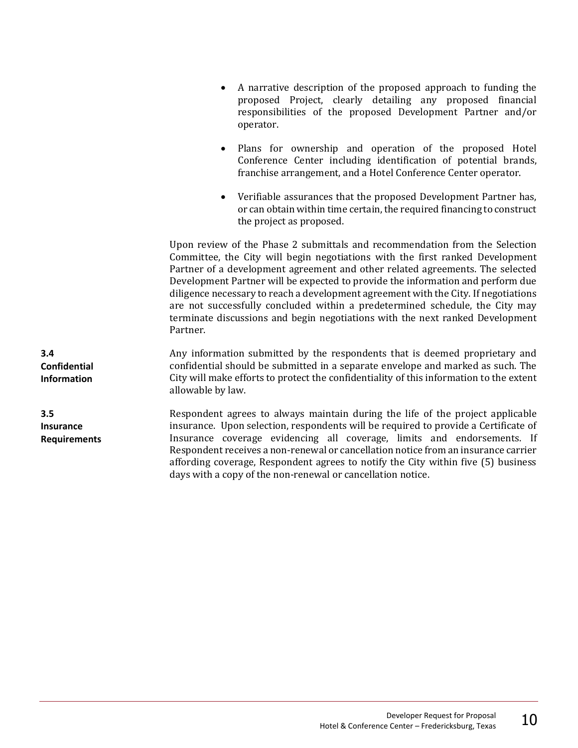- A narrative description of the proposed approach to funding the proposed Project, clearly detailing any proposed financial responsibilities of the proposed Development Partner and/or operator.

- Plans for ownership and operation of the proposed Hotel Conference Center including identification of potential brands, franchise arrangement, and a Hotel Conference Center operator.

- Verifiable assurances that the proposed Development Partner has, or can obtain within time certain, the required financing to construct the project as proposed.

Upon review of the Phase 2 submittals and recommendation from the Selection Committee, the City will begin negotiations with the first ranked Development Partner of a development agreement and other related agreements. The selected Development Partner will be expected to provide the information and perform due diligence necessary to reach a development agreement with the City. If negotiations are not successfully concluded within a predetermined schedule, the City may terminate discussions and begin negotiations with the next ranked Development Partner.

**3.4 Confidential Information**

Any information submitted by the respondents that is deemed proprietary and confidential should be submitted in a separate envelope and marked as such. The City will make efforts to protect the confidentiality of this information to the extent allowable by law.

**3.5 Insurance Requirements**

Respondent agrees to always maintain during the life of the project applicable insurance. Upon selection, respondents will be required to provide a Certificate of Insurance coverage evidencing all coverage, limits and endorsements. If Respondent receives a non-renewal or cancellation notice from an insurance carrier affording coverage, Respondent agrees to notify the City within five (5) business days with a copy of the non-renewal or cancellation notice.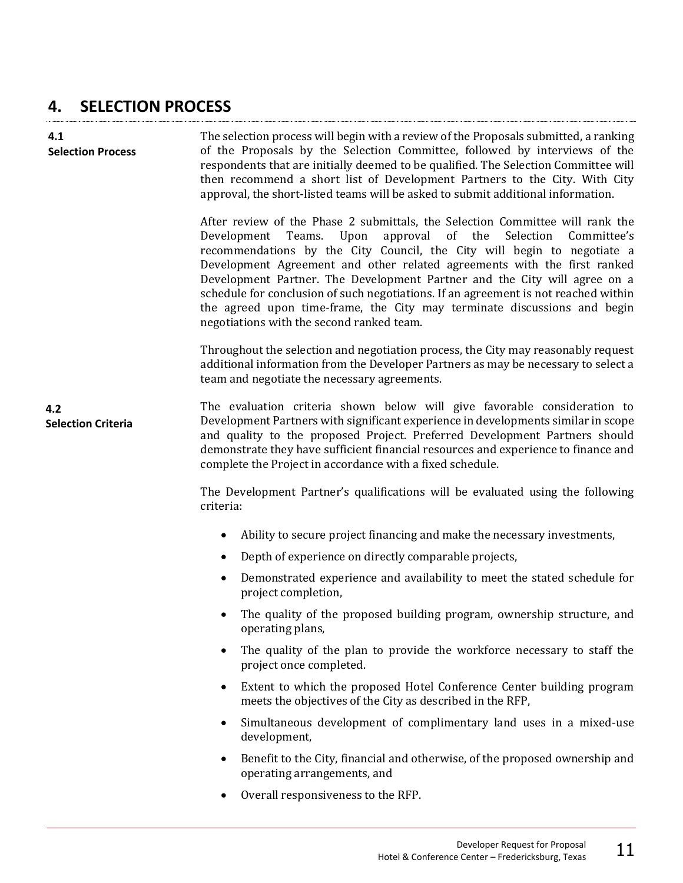## 4. SELECTION PROCESS

**4.1**
**Selection Process**

The selection process will begin with a review of the Proposals submitted, a ranking of the Proposals by the Selection Committee, followed by interviews of the respondents that are initially deemed to be qualified. The Selection Committee will then recommend a short list of Development Partners to the City. With City approval, the short-listed teams will be asked to submit additional information.

After review of the Phase 2 submittals, the Selection Committee will rank the Development Teams. Upon approval of the Selection Committee's recommendations by the City Council, the City will begin to negotiate a Development Agreement and other related agreements with the first ranked Development Partner. The Development Partner and the City will agree on a schedule for conclusion of such negotiations. If an agreement is not reached within the agreed upon time-frame, the City may terminate discussions and begin negotiations with the second ranked team.

Throughout the selection and negotiation process, the City may reasonably request additional information from the Developer Partners as may be necessary to select a team and negotiate the necessary agreements.

**4.2**
**Selection Criteria**

The evaluation criteria shown below will give favorable consideration to Development Partners with significant experience in developments similar in scope and quality to the proposed Project. Preferred Development Partners should demonstrate they have sufficient financial resources and experience to finance and complete the Project in accordance with a fixed schedule.

The Development Partner's qualifications will be evaluated using the following criteria:

- Ability to secure project financing and make the necessary investments,
- Depth of experience on directly comparable projects,
- Demonstrated experience and availability to meet the stated schedule for project completion,
- The quality of the proposed building program, ownership structure, and operating plans,
- The quality of the plan to provide the workforce necessary to staff the project once completed.
- Extent to which the proposed Hotel Conference Center building program meets the objectives of the City as described in the RFP,
- Simultaneous development of complimentary land uses in a mixed-use development,
- Benefit to the City, financial and otherwise, of the proposed ownership and operating arrangements, and
- Overall responsiveness to the RFP.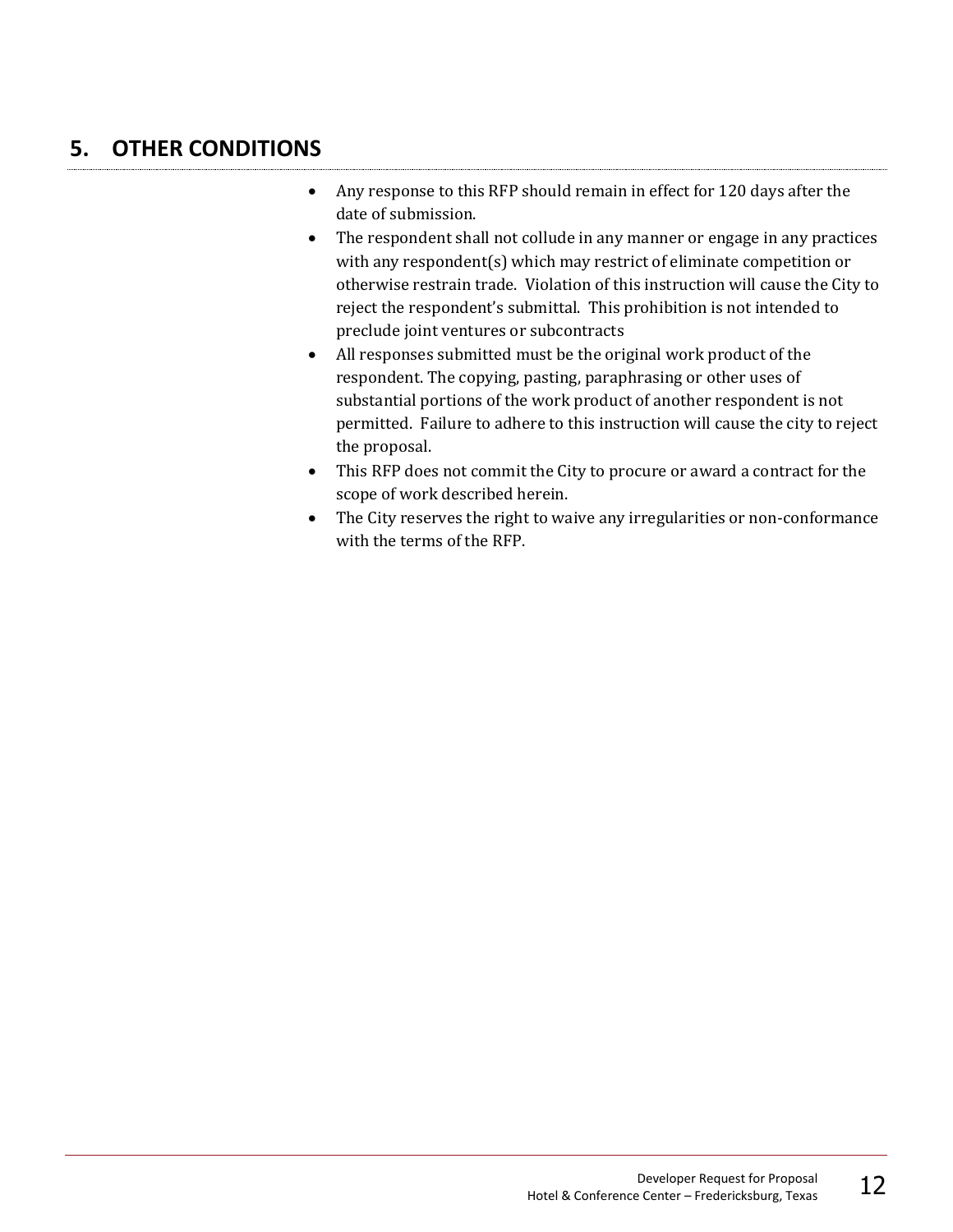## 5. OTHER CONDITIONS

- Any response to this RFP should remain in effect for 120 days after the date of submission.
- The respondent shall not collude in any manner or engage in any practices with any respondent(s) which may restrict of eliminate competition or otherwise restrain trade. Violation of this instruction will cause the City to reject the respondent's submittal. This prohibition is not intended to preclude joint ventures or subcontracts
- All responses submitted must be the original work product of the respondent. The copying, pasting, paraphrasing or other uses of substantial portions of the work product of another respondent is not permitted. Failure to adhere to this instruction will cause the city to reject the proposal.
- This RFP does not commit the City to procure or award a contract for the scope of work described herein.
- The City reserves the right to waive any irregularities or non-conformance with the terms of the RFP.